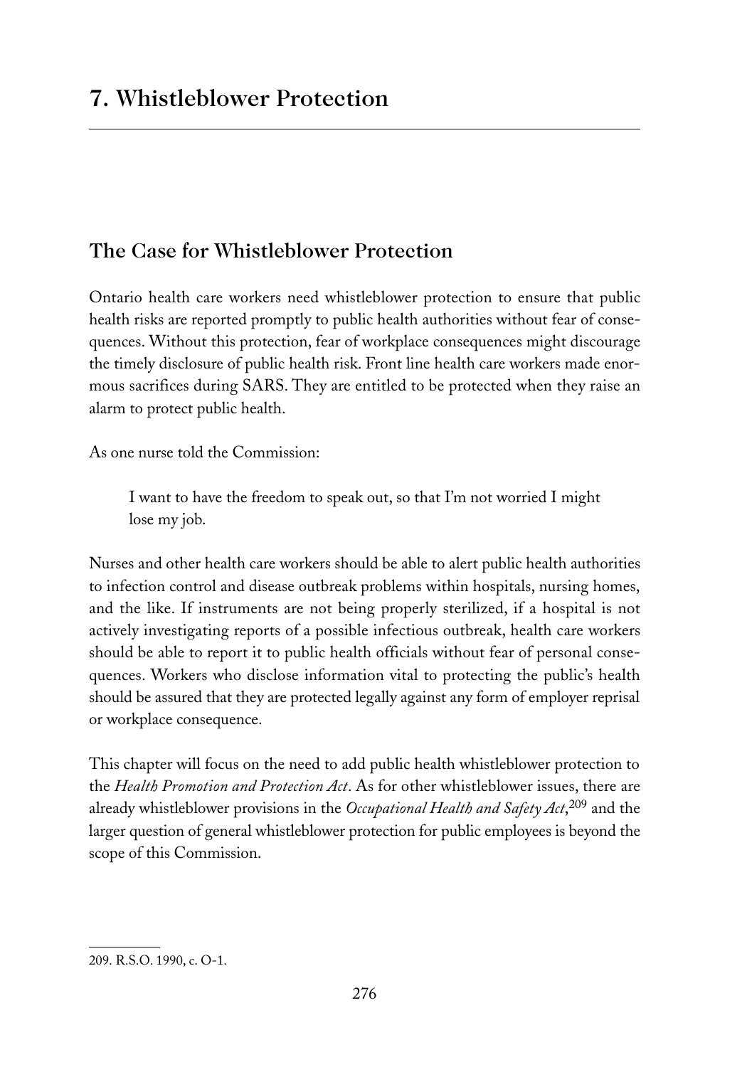# 7. Whistleblower Protection

## The Case for Whistleblower Protection

Ontario health care workers need whistleblower protection to ensure that public health risks are reported promptly to public health authorities without fear of consequences. Without this protection, fear of workplace consequences might discourage the timely disclosure of public health risk. Front line health care workers made enormous sacrifices during SARS. They are entitled to be protected when they raise an alarm to protect public health.

As one nurse told the Commission:

> I want to have the freedom to speak out, so that I'm not worried I might lose my job.

Nurses and other health care workers should be able to alert public health authorities to infection control and disease outbreak problems within hospitals, nursing homes, and the like. If instruments are not being properly sterilized, if a hospital is not actively investigating reports of a possible infectious outbreak, health care workers should be able to report it to public health officials without fear of personal consequences. Workers who disclose information vital to protecting the public's health should be assured that they are protected legally against any form of employer reprisal or workplace consequence.

This chapter will focus on the need to add public health whistleblower protection to the *Health Promotion and Protection Act*. As for other whistleblower issues, there are already whistleblower provisions in the *Occupational Health and Safety Act*,[209] and the larger question of general whistleblower protection for public employees is beyond the scope of this Commission.

---

209. R.S.O. 1990, c. O-1.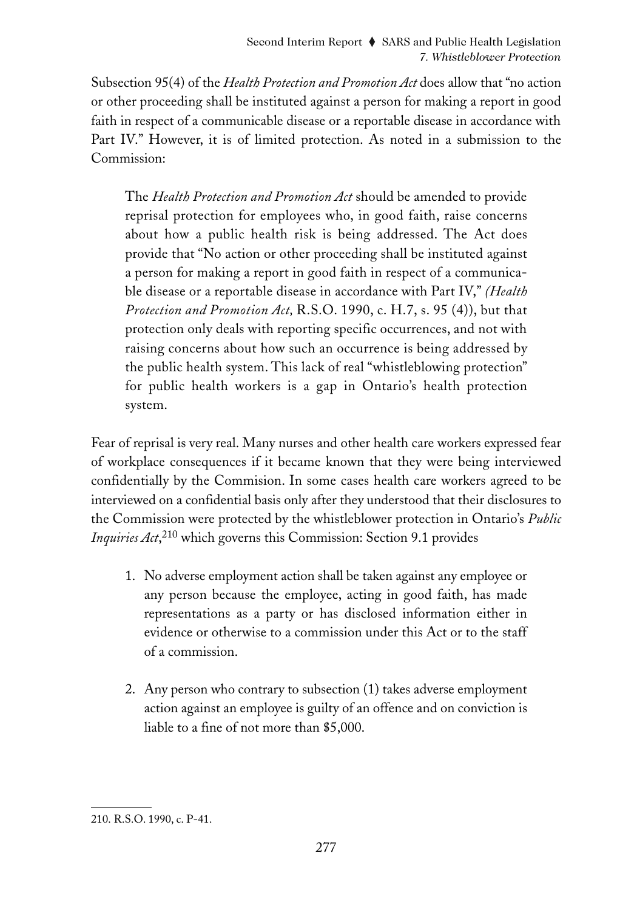Subsection 95(4) of the *Health Protection and Promotion Act* does allow that "no action or other proceeding shall be instituted against a person for making a report in good faith in respect of a communicable disease or a reportable disease in accordance with Part IV." However, it is of limited protection. As noted in a submission to the Commission:

> The *Health Protection and Promotion Act* should be amended to provide reprisal protection for employees who, in good faith, raise concerns about how a public health risk is being addressed. The Act does provide that "No action or other proceeding shall be instituted against a person for making a report in good faith in respect of a communicable disease or a reportable disease in accordance with Part IV," *(Health Protection and Promotion Act,* R.S.O. 1990, c. H.7, s. 95 (4)), but that protection only deals with reporting specific occurrences, and not with raising concerns about how such an occurrence is being addressed by the public health system. This lack of real "whistleblowing protection" for public health workers is a gap in Ontario's health protection system.

Fear of reprisal is very real. Many nurses and other health care workers expressed fear of workplace consequences if it became known that they were being interviewed confidentially by the Commision. In some cases health care workers agreed to be interviewed on a confidential basis only after they understood that their disclosures to the Commission were protected by the whistleblower protection in Ontario's *Public Inquiries Act*,[210] which governs this Commission: Section 9.1 provides

1. No adverse employment action shall be taken against any employee or any person because the employee, acting in good faith, has made representations as a party or has disclosed information either in evidence or otherwise to a commission under this Act or to the staff of a commission.

2. Any person who contrary to subsection (1) takes adverse employment action against an employee is guilty of an offence and on conviction is liable to a fine of not more than $5,000.

---

210. R.S.O. 1990, c. P-41.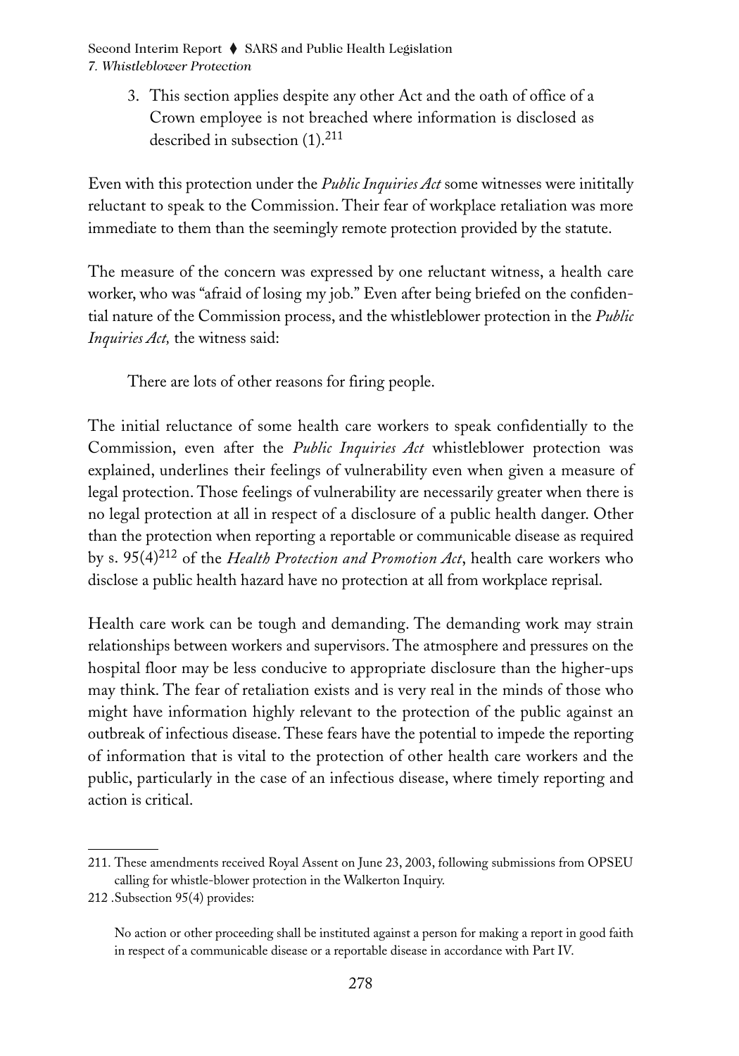3. This section applies despite any other Act and the oath of office of a Crown employee is not breached where information is disclosed as described in subsection (1).[211]

Even with this protection under the *Public Inquiries Act* some witnesses were inititally reluctant to speak to the Commission. Their fear of workplace retaliation was more immediate to them than the seemingly remote protection provided by the statute.

The measure of the concern was expressed by one reluctant witness, a health care worker, who was "afraid of losing my job." Even after being briefed on the confidential nature of the Commission process, and the whistleblower protection in the *Public Inquiries Act,* the witness said:

> There are lots of other reasons for firing people.

The initial reluctance of some health care workers to speak confidentially to the Commission, even after the *Public Inquiries Act* whistleblower protection was explained, underlines their feelings of vulnerability even when given a measure of legal protection. Those feelings of vulnerability are necessarily greater when there is no legal protection at all in respect of a disclosure of a public health danger. Other than the protection when reporting a reportable or communicable disease as required by s. 95(4)[212] of the *Health Protection and Promotion Act*, health care workers who disclose a public health hazard have no protection at all from workplace reprisal.

Health care work can be tough and demanding. The demanding work may strain relationships between workers and supervisors. The atmosphere and pressures on the hospital floor may be less conducive to appropriate disclosure than the higher-ups may think. The fear of retaliation exists and is very real in the minds of those who might have information highly relevant to the protection of the public against an outbreak of infectious disease. These fears have the potential to impede the reporting of information that is vital to the protection of other health care workers and the public, particularly in the case of an infectious disease, where timely reporting and action is critical.

---

211. These amendments received Royal Assent on June 23, 2003, following submissions from OPSEU calling for whistle-blower protection in the Walkerton Inquiry.

212 .Subsection 95(4) provides:

> No action or other proceeding shall be instituted against a person for making a report in good faith in respect of a communicable disease or a reportable disease in accordance with Part IV.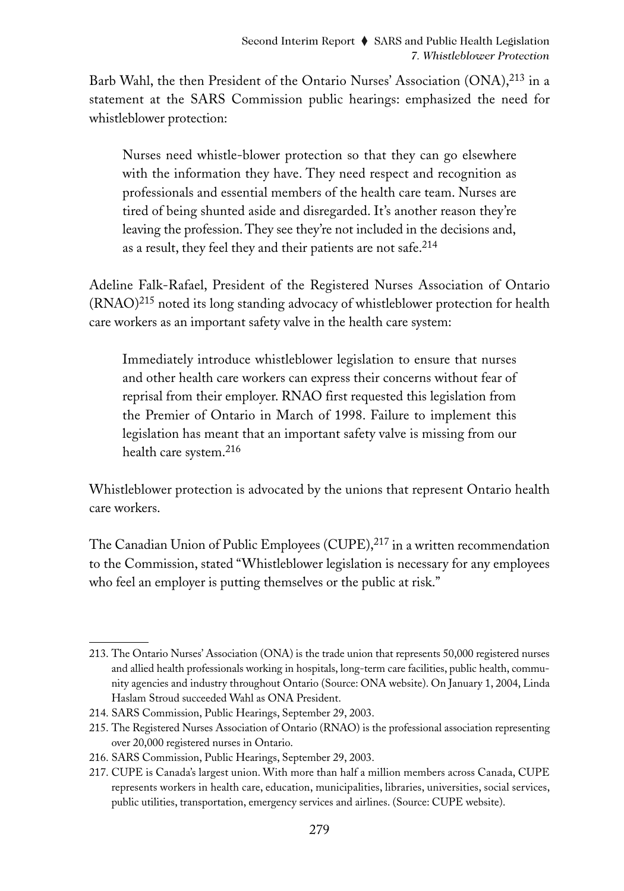Barb Wahl, the then President of the Ontario Nurses' Association (ONA),[213] in a statement at the SARS Commission public hearings: emphasized the need for whistleblower protection:

> Nurses need whistle-blower protection so that they can go elsewhere with the information they have. They need respect and recognition as professionals and essential members of the health care team. Nurses are tired of being shunted aside and disregarded. It's another reason they're leaving the profession. They see they're not included in the decisions and, as a result, they feel they and their patients are not safe.[214]

Adeline Falk-Rafael, President of the Registered Nurses Association of Ontario (RNAO)[215] noted its long standing advocacy of whistleblower protection for health care workers as an important safety valve in the health care system:

> Immediately introduce whistleblower legislation to ensure that nurses and other health care workers can express their concerns without fear of reprisal from their employer. RNAO first requested this legislation from the Premier of Ontario in March of 1998. Failure to implement this legislation has meant that an important safety valve is missing from our health care system.[216]

Whistleblower protection is advocated by the unions that represent Ontario health care workers.

The Canadian Union of Public Employees (CUPE),[217] in a written recommendation to the Commission, stated "Whistleblower legislation is necessary for any employees who feel an employer is putting themselves or the public at risk."

---

213. The Ontario Nurses' Association (ONA) is the trade union that represents 50,000 registered nurses and allied health professionals working in hospitals, long-term care facilities, public health, community agencies and industry throughout Ontario (Source: ONA website). On January 1, 2004, Linda Haslam Stroud succeeded Wahl as ONA President.

214. SARS Commission, Public Hearings, September 29, 2003.

215. The Registered Nurses Association of Ontario (RNAO) is the professional association representing over 20,000 registered nurses in Ontario.

216. SARS Commission, Public Hearings, September 29, 2003.

217. CUPE is Canada's largest union. With more than half a million members across Canada, CUPE represents workers in health care, education, municipalities, libraries, universities, social services, public utilities, transportation, emergency services and airlines. (Source: CUPE website).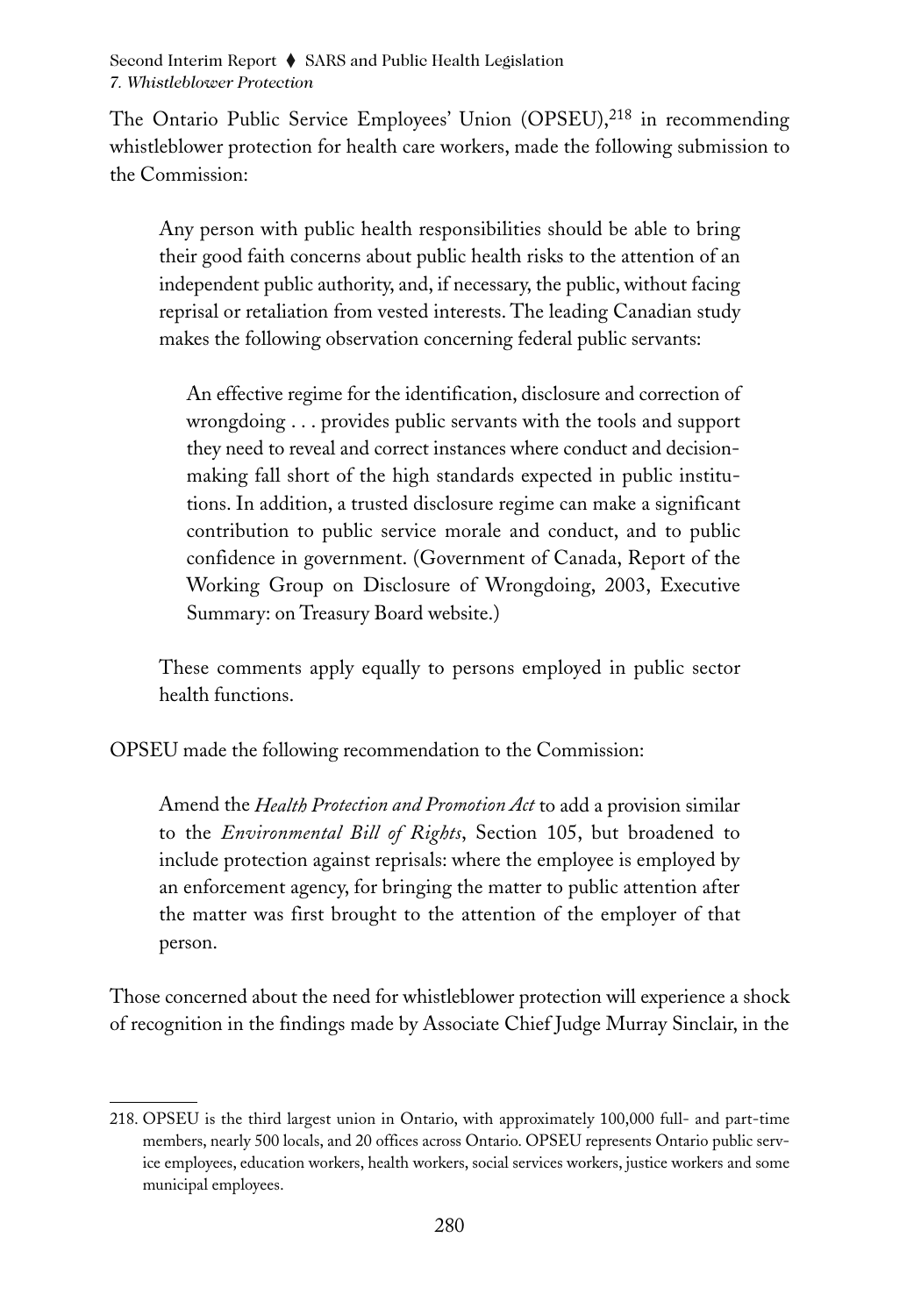The Ontario Public Service Employees' Union (OPSEU),[218] in recommending whistleblower protection for health care workers, made the following submission to the Commission:

> Any person with public health responsibilities should be able to bring their good faith concerns about public health risks to the attention of an independent public authority, and, if necessary, the public, without facing reprisal or retaliation from vested interests. The leading Canadian study makes the following observation concerning federal public servants:
>
> > An effective regime for the identification, disclosure and correction of wrongdoing . . . provides public servants with the tools and support they need to reveal and correct instances where conduct and decision-making fall short of the high standards expected in public institutions. In addition, a trusted disclosure regime can make a significant contribution to public service morale and conduct, and to public confidence in government. (Government of Canada, Report of the Working Group on Disclosure of Wrongdoing, 2003, Executive Summary: on Treasury Board website.)
>
> These comments apply equally to persons employed in public sector health functions.

OPSEU made the following recommendation to the Commission:

> Amend the *Health Protection and Promotion Act* to add a provision similar to the *Environmental Bill of Rights*, Section 105, but broadened to include protection against reprisals: where the employee is employed by an enforcement agency, for bringing the matter to public attention after the matter was first brought to the attention of the employer of that person.

Those concerned about the need for whistleblower protection will experience a shock of recognition in the findings made by Associate Chief Judge Murray Sinclair, in the

---

218. OPSEU is the third largest union in Ontario, with approximately 100,000 full- and part-time members, nearly 500 locals, and 20 offices across Ontario. OPSEU represents Ontario public service employees, education workers, health workers, social services workers, justice workers and some municipal employees.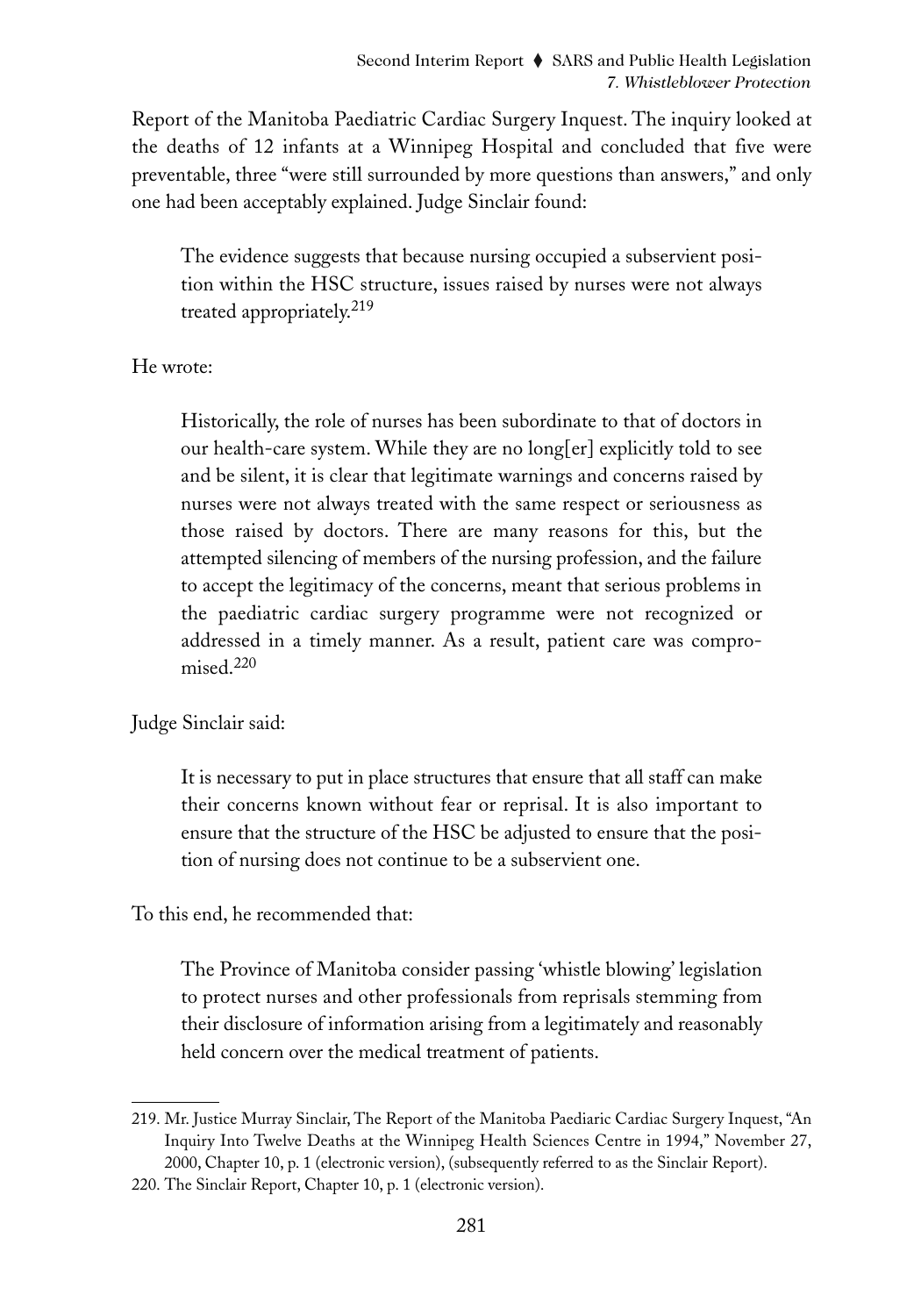Report of the Manitoba Paediatric Cardiac Surgery Inquest. The inquiry looked at the deaths of 12 infants at a Winnipeg Hospital and concluded that five were preventable, three "were still surrounded by more questions than answers," and only one had been acceptably explained. Judge Sinclair found:

> The evidence suggests that because nursing occupied a subservient position within the HSC structure, issues raised by nurses were not always treated appropriately.[219]

He wrote:

> Historically, the role of nurses has been subordinate to that of doctors in our health-care system. While they are no long[er] explicitly told to see and be silent, it is clear that legitimate warnings and concerns raised by nurses were not always treated with the same respect or seriousness as those raised by doctors. There are many reasons for this, but the attempted silencing of members of the nursing profession, and the failure to accept the legitimacy of the concerns, meant that serious problems in the paediatric cardiac surgery programme were not recognized or addressed in a timely manner. As a result, patient care was compromised.[220]

Judge Sinclair said:

> It is necessary to put in place structures that ensure that all staff can make their concerns known without fear or reprisal. It is also important to ensure that the structure of the HSC be adjusted to ensure that the position of nursing does not continue to be a subservient one.

To this end, he recommended that:

> The Province of Manitoba consider passing 'whistle blowing' legislation to protect nurses and other professionals from reprisals stemming from their disclosure of information arising from a legitimately and reasonably held concern over the medical treatment of patients.

---

219. Mr. Justice Murray Sinclair, The Report of the Manitoba Paediaric Cardiac Surgery Inquest, "An Inquiry Into Twelve Deaths at the Winnipeg Health Sciences Centre in 1994," November 27, 2000, Chapter 10, p. 1 (electronic version), (subsequently referred to as the Sinclair Report).

220. The Sinclair Report, Chapter 10, p. 1 (electronic version).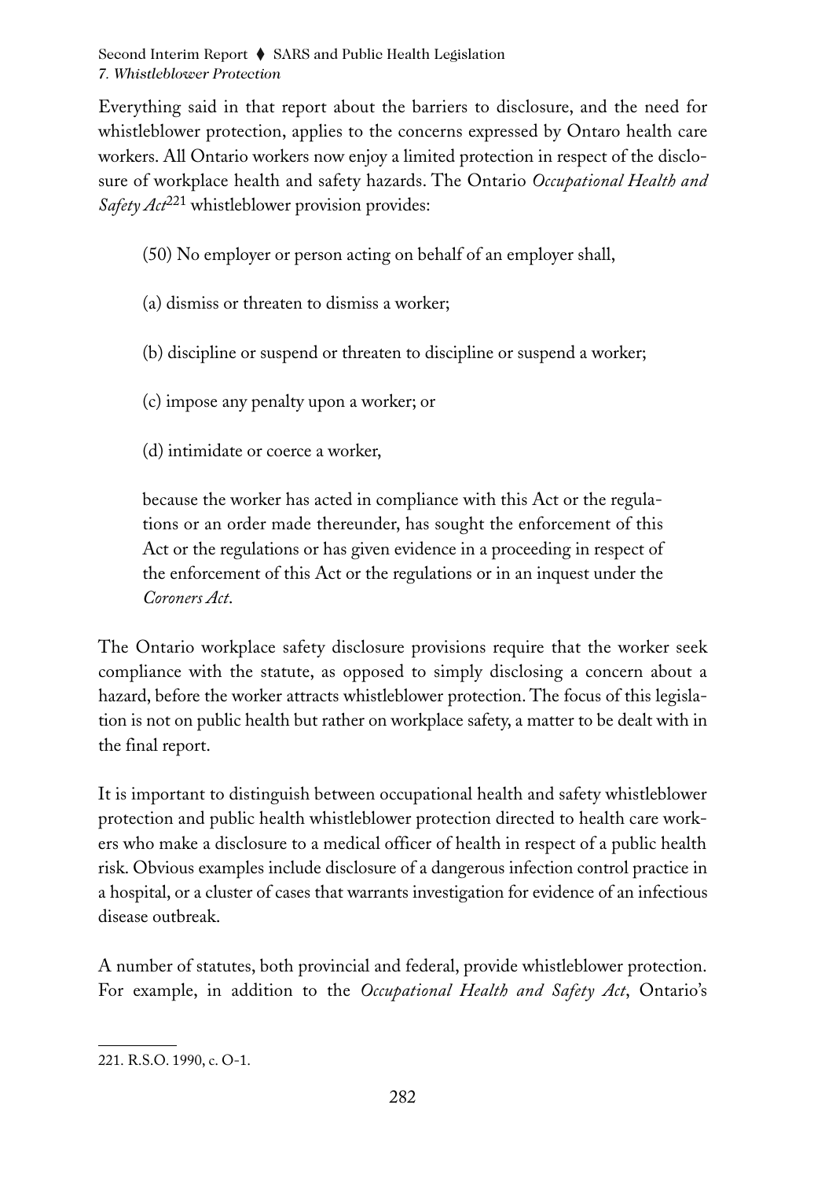Everything said in that report about the barriers to disclosure, and the need for whistleblower protection, applies to the concerns expressed by Ontaro health care workers. All Ontario workers now enjoy a limited protection in respect of the disclosure of workplace health and safety hazards. The Ontario *Occupational Health and Safety Act*[221] whistleblower provision provides:

> (50) No employer or person acting on behalf of an employer shall,
>
> (a) dismiss or threaten to dismiss a worker;
>
> (b) discipline or suspend or threaten to discipline or suspend a worker;
>
> (c) impose any penalty upon a worker; or
>
> (d) intimidate or coerce a worker,
>
> because the worker has acted in compliance with this Act or the regulations or an order made thereunder, has sought the enforcement of this Act or the regulations or has given evidence in a proceeding in respect of the enforcement of this Act or the regulations or in an inquest under the *Coroners Act*.

The Ontario workplace safety disclosure provisions require that the worker seek compliance with the statute, as opposed to simply disclosing a concern about a hazard, before the worker attracts whistleblower protection. The focus of this legislation is not on public health but rather on workplace safety, a matter to be dealt with in the final report.

It is important to distinguish between occupational health and safety whistleblower protection and public health whistleblower protection directed to health care workers who make a disclosure to a medical officer of health in respect of a public health risk. Obvious examples include disclosure of a dangerous infection control practice in a hospital, or a cluster of cases that warrants investigation for evidence of an infectious disease outbreak.

A number of statutes, both provincial and federal, provide whistleblower protection. For example, in addition to the *Occupational Health and Safety Act*, Ontario's

221. R.S.O. 1990, c. O-1.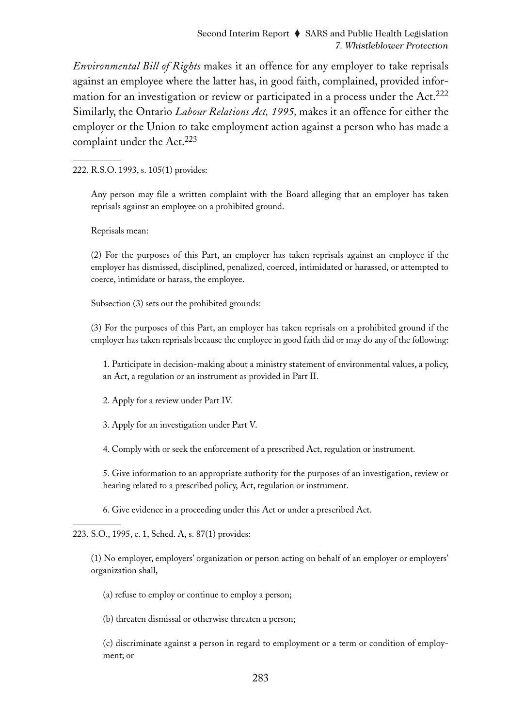*Environmental Bill of Rights* makes it an offence for any employer to take reprisals against an employee where the latter has, in good faith, complained, provided information for an investigation or review or participated in a process under the Act.[222] Similarly, the Ontario *Labour Relations Act, 1995,* makes it an offence for either the employer or the Union to take employment action against a person who has made a complaint under the Act.[223]

---

222. R.S.O. 1993, s. 105(1) provides:

> Any person may file a written complaint with the Board alleging that an employer has taken reprisals against an employee on a prohibited ground.
>
> Reprisals mean:
>
> (2) For the purposes of this Part, an employer has taken reprisals against an employee if the employer has dismissed, disciplined, penalized, coerced, intimidated or harassed, or attempted to coerce, intimidate or harass, the employee.
>
> Subsection (3) sets out the prohibited grounds:
>
> (3) For the purposes of this Part, an employer has taken reprisals on a prohibited ground if the employer has taken reprisals because the employee in good faith did or may do any of the following:
>
> 1. Participate in decision-making about a ministry statement of environmental values, a policy, an Act, a regulation or an instrument as provided in Part II.
>
> 2. Apply for a review under Part IV.
>
> 3. Apply for an investigation under Part V.
>
> 4. Comply with or seek the enforcement of a prescribed Act, regulation or instrument.
>
> 5. Give information to an appropriate authority for the purposes of an investigation, review or hearing related to a prescribed policy, Act, regulation or instrument.
>
> 6. Give evidence in a proceeding under this Act or under a prescribed Act.

---

223. S.O., 1995, c. 1, Sched. A, s. 87(1) provides:

> (1) No employer, employers' organization or person acting on behalf of an employer or employers' organization shall,
>
> (a) refuse to employ or continue to employ a person;
>
> (b) threaten dismissal or otherwise threaten a person;
>
> (c) discriminate against a person in regard to employment or a term or condition of employment; or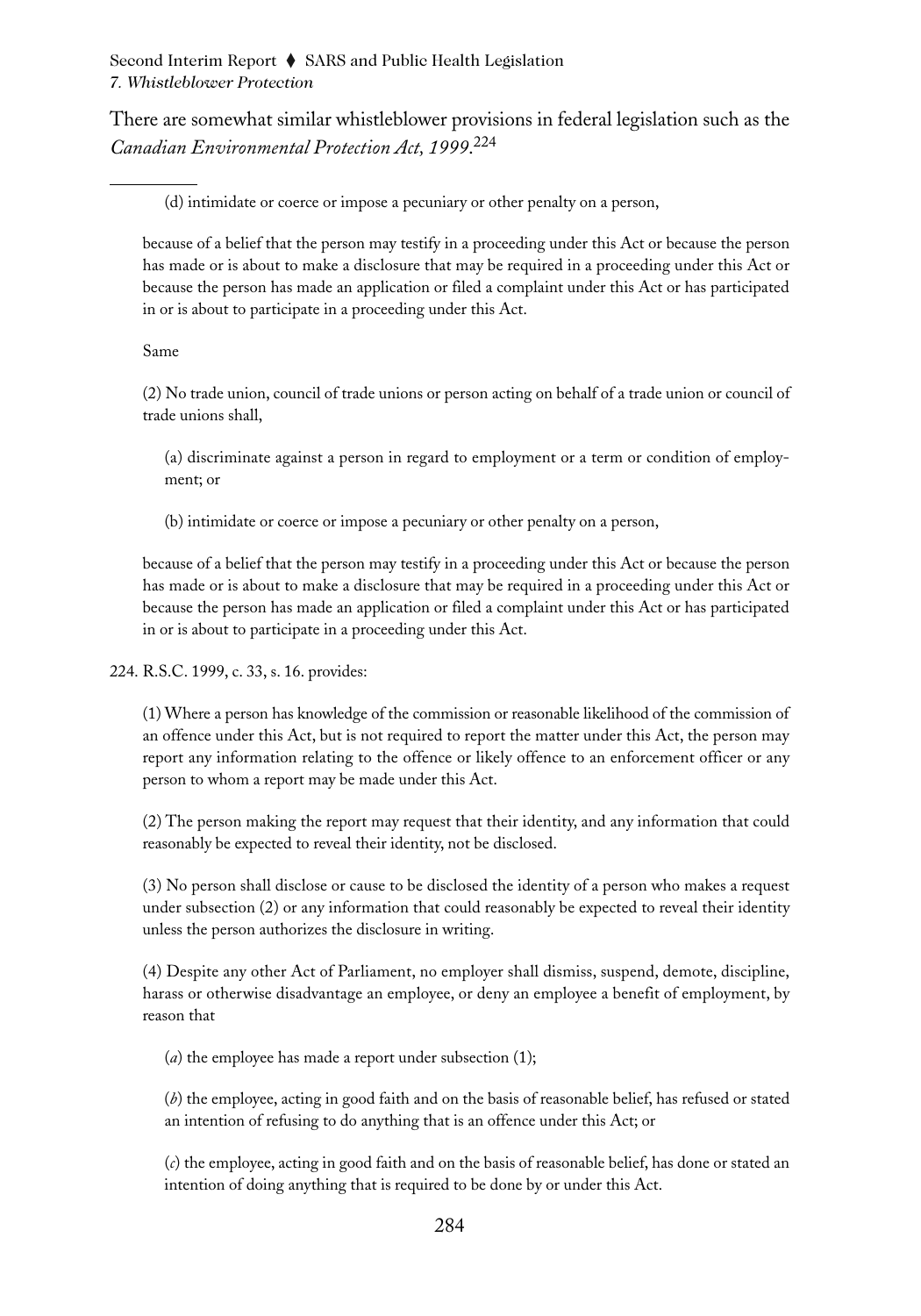There are somewhat similar whistleblower provisions in federal legislation such as the *Canadian Environmental Protection Act, 1999*.[224]

---

(d) intimidate or coerce or impose a pecuniary or other penalty on a person,

because of a belief that the person may testify in a proceeding under this Act or because the person has made or is about to make a disclosure that may be required in a proceeding under this Act or because the person has made an application or filed a complaint under this Act or has participated in or is about to participate in a proceeding under this Act.

Same

(2) No trade union, council of trade unions or person acting on behalf of a trade union or council of trade unions shall,

(a) discriminate against a person in regard to employment or a term or condition of employment; or

(b) intimidate or coerce or impose a pecuniary or other penalty on a person,

because of a belief that the person may testify in a proceeding under this Act or because the person has made or is about to make a disclosure that may be required in a proceeding under this Act or because the person has made an application or filed a complaint under this Act or has participated in or is about to participate in a proceeding under this Act.

224. R.S.C. 1999, c. 33, s. 16. provides:

(1) Where a person has knowledge of the commission or reasonable likelihood of the commission of an offence under this Act, but is not required to report the matter under this Act, the person may report any information relating to the offence or likely offence to an enforcement officer or any person to whom a report may be made under this Act.

(2) The person making the report may request that their identity, and any information that could reasonably be expected to reveal their identity, not be disclosed.

(3) No person shall disclose or cause to be disclosed the identity of a person who makes a request under subsection (2) or any information that could reasonably be expected to reveal their identity unless the person authorizes the disclosure in writing.

(4) Despite any other Act of Parliament, no employer shall dismiss, suspend, demote, discipline, harass or otherwise disadvantage an employee, or deny an employee a benefit of employment, by reason that

(*a*) the employee has made a report under subsection (1);

(*b*) the employee, acting in good faith and on the basis of reasonable belief, has refused or stated an intention of refusing to do anything that is an offence under this Act; or

(*c*) the employee, acting in good faith and on the basis of reasonable belief, has done or stated an intention of doing anything that is required to be done by or under this Act.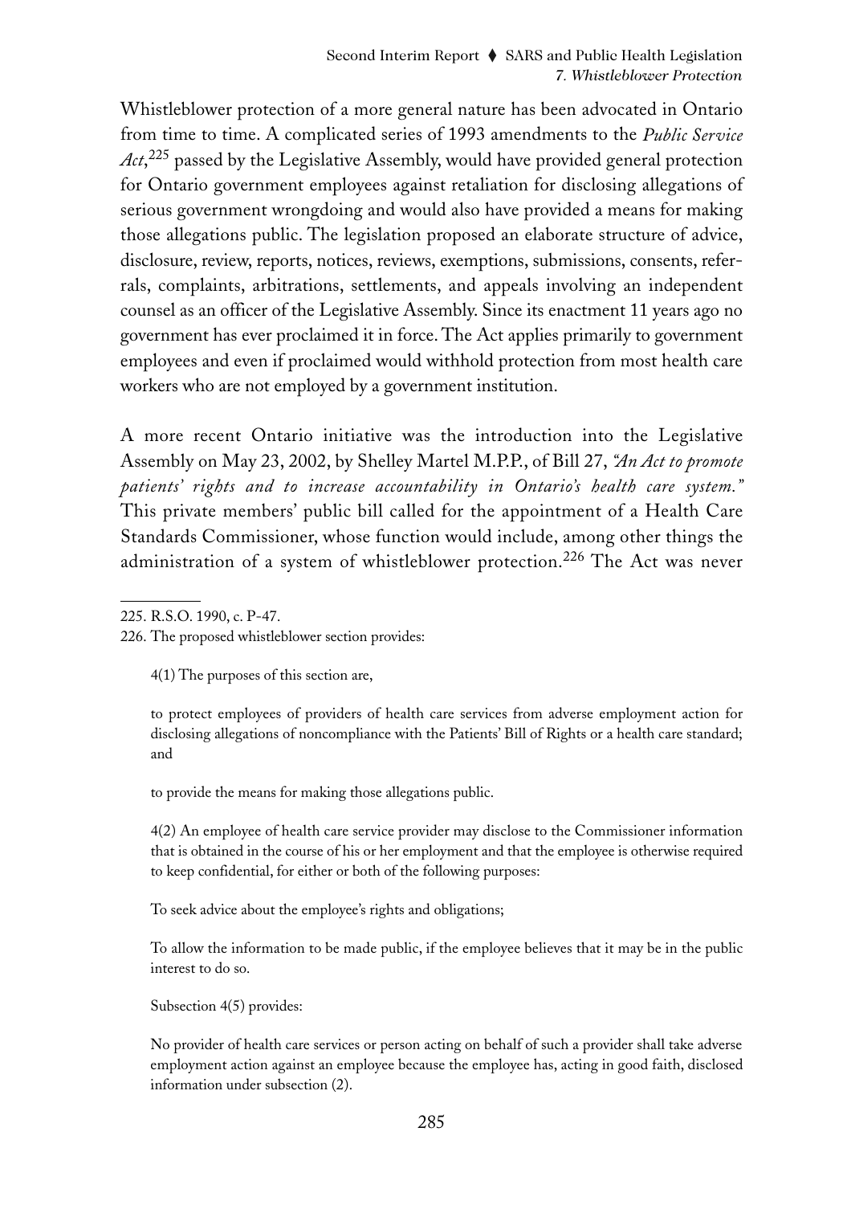Whistleblower protection of a more general nature has been advocated in Ontario from time to time. A complicated series of 1993 amendments to the *Public Service Act*,[225] passed by the Legislative Assembly, would have provided general protection for Ontario government employees against retaliation for disclosing allegations of serious government wrongdoing and would also have provided a means for making those allegations public. The legislation proposed an elaborate structure of advice, disclosure, review, reports, notices, reviews, exemptions, submissions, consents, referrals, complaints, arbitrations, settlements, and appeals involving an independent counsel as an officer of the Legislative Assembly. Since its enactment 11 years ago no government has ever proclaimed it in force. The Act applies primarily to government employees and even if proclaimed would withhold protection from most health care workers who are not employed by a government institution.

A more recent Ontario initiative was the introduction into the Legislative Assembly on May 23, 2002, by Shelley Martel M.P.P., of Bill 27, *"An Act to promote patients' rights and to increase accountability in Ontario's health care system."* This private members' public bill called for the appointment of a Health Care Standards Commissioner, whose function would include, among other things the administration of a system of whistleblower protection.[226] The Act was never

---

225. R.S.O. 1990, c. P-47.

226. The proposed whistleblower section provides:

> 4(1) The purposes of this section are,
>
> to protect employees of providers of health care services from adverse employment action for disclosing allegations of noncompliance with the Patients' Bill of Rights or a health care standard; and
>
> to provide the means for making those allegations public.
>
> 4(2) An employee of health care service provider may disclose to the Commissioner information that is obtained in the course of his or her employment and that the employee is otherwise required to keep confidential, for either or both of the following purposes:
>
> To seek advice about the employee's rights and obligations;
>
> To allow the information to be made public, if the employee believes that it may be in the public interest to do so.
>
> Subsection 4(5) provides:
>
> No provider of health care services or person acting on behalf of such a provider shall take adverse employment action against an employee because the employee has, acting in good faith, disclosed information under subsection (2).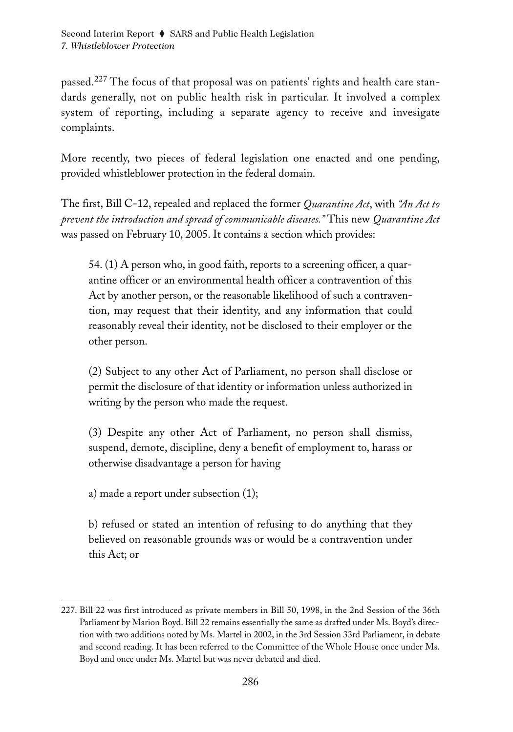passed.[227] The focus of that proposal was on patients' rights and health care standards generally, not on public health risk in particular. It involved a complex system of reporting, including a separate agency to receive and invesigate complaints.

More recently, two pieces of federal legislation one enacted and one pending, provided whistleblower protection in the federal domain.

The first, Bill C-12, repealed and replaced the former *Quarantine Act*, with *"An Act to prevent the introduction and spread of communicable diseases."* This new *Quarantine Act* was passed on February 10, 2005. It contains a section which provides:

> 54. (1) A person who, in good faith, reports to a screening officer, a quarantine officer or an environmental health officer a contravention of this Act by another person, or the reasonable likelihood of such a contravention, may request that their identity, and any information that could reasonably reveal their identity, not be disclosed to their employer or the other person.
>
> (2) Subject to any other Act of Parliament, no person shall disclose or permit the disclosure of that identity or information unless authorized in writing by the person who made the request.
>
> (3) Despite any other Act of Parliament, no person shall dismiss, suspend, demote, discipline, deny a benefit of employment to, harass or otherwise disadvantage a person for having
>
> a) made a report under subsection (1);
>
> b) refused or stated an intention of refusing to do anything that they believed on reasonable grounds was or would be a contravention under this Act; or

---

227. Bill 22 was first introduced as private members in Bill 50, 1998, in the 2nd Session of the 36th Parliament by Marion Boyd. Bill 22 remains essentially the same as drafted under Ms. Boyd's direction with two additions noted by Ms. Martel in 2002, in the 3rd Session 33rd Parliament, in debate and second reading. It has been referred to the Committee of the Whole House once under Ms. Boyd and once under Ms. Martel but was never debated and died.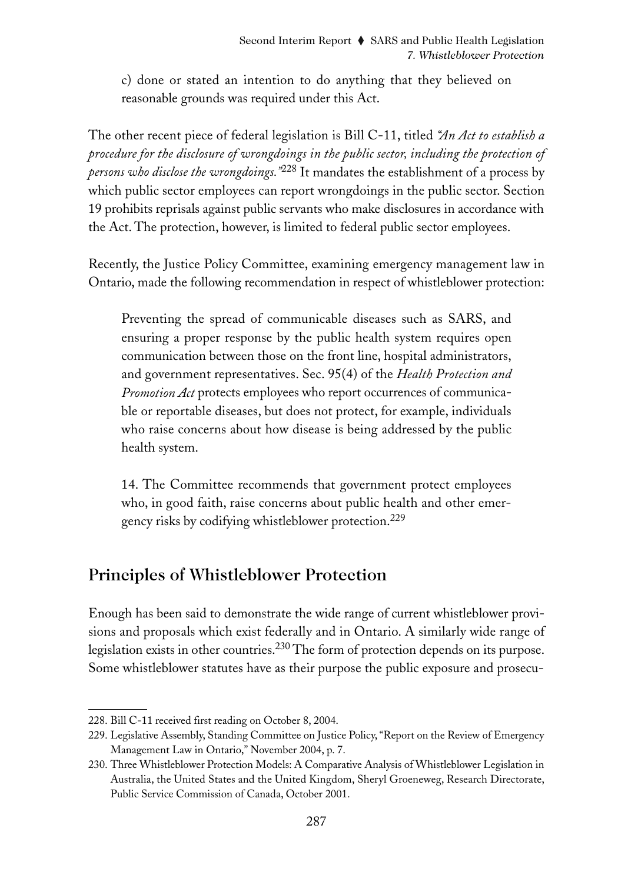c) done or stated an intention to do anything that they believed on reasonable grounds was required under this Act.

The other recent piece of federal legislation is Bill C-11, titled *"An Act to establish a procedure for the disclosure of wrongdoings in the public sector, including the protection of persons who disclose the wrongdoings."*[228] It mandates the establishment of a process by which public sector employees can report wrongdoings in the public sector. Section 19 prohibits reprisals against public servants who make disclosures in accordance with the Act. The protection, however, is limited to federal public sector employees.

Recently, the Justice Policy Committee, examining emergency management law in Ontario, made the following recommendation in respect of whistleblower protection:

> Preventing the spread of communicable diseases such as SARS, and ensuring a proper response by the public health system requires open communication between those on the front line, hospital administrators, and government representatives. Sec. 95(4) of the *Health Protection and Promotion Act* protects employees who report occurrences of communicable or reportable diseases, but does not protect, for example, individuals who raise concerns about how disease is being addressed by the public health system.
>
> 14. The Committee recommends that government protect employees who, in good faith, raise concerns about public health and other emergency risks by codifying whistleblower protection.[229]

## Principles of Whistleblower Protection

Enough has been said to demonstrate the wide range of current whistleblower provisions and proposals which exist federally and in Ontario. A similarly wide range of legislation exists in other countries.[230] The form of protection depends on its purpose. Some whistleblower statutes have as their purpose the public exposure and prosecu-

---

228. Bill C-11 received first reading on October 8, 2004.

229. Legislative Assembly, Standing Committee on Justice Policy, "Report on the Review of Emergency Management Law in Ontario," November 2004, p. 7.

230. Three Whistleblower Protection Models: A Comparative Analysis of Whistleblower Legislation in Australia, the United States and the United Kingdom, Sheryl Groeneweg, Research Directorate, Public Service Commission of Canada, October 2001.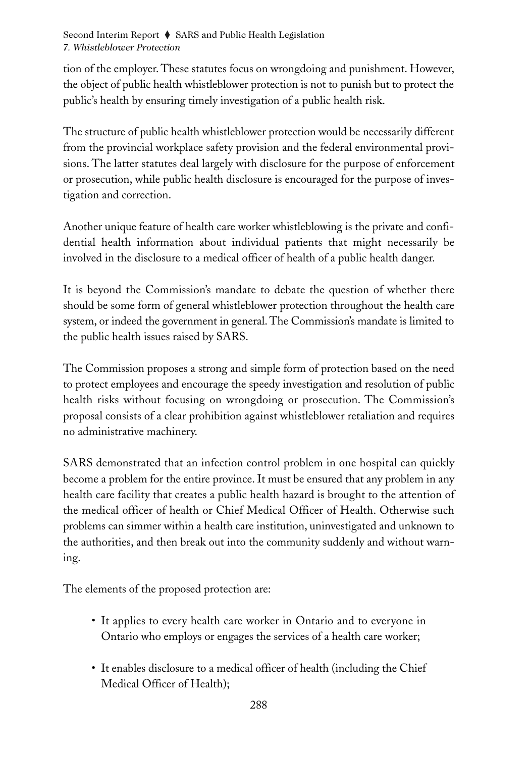tion of the employer. These statutes focus on wrongdoing and punishment. However, the object of public health whistleblower protection is not to punish but to protect the public's health by ensuring timely investigation of a public health risk.

The structure of public health whistleblower protection would be necessarily different from the provincial workplace safety provision and the federal environmental provisions. The latter statutes deal largely with disclosure for the purpose of enforcement or prosecution, while public health disclosure is encouraged for the purpose of investigation and correction.

Another unique feature of health care worker whistleblowing is the private and confidential health information about individual patients that might necessarily be involved in the disclosure to a medical officer of health of a public health danger.

It is beyond the Commission's mandate to debate the question of whether there should be some form of general whistleblower protection throughout the health care system, or indeed the government in general. The Commission's mandate is limited to the public health issues raised by SARS.

The Commission proposes a strong and simple form of protection based on the need to protect employees and encourage the speedy investigation and resolution of public health risks without focusing on wrongdoing or prosecution. The Commission's proposal consists of a clear prohibition against whistleblower retaliation and requires no administrative machinery.

SARS demonstrated that an infection control problem in one hospital can quickly become a problem for the entire province. It must be ensured that any problem in any health care facility that creates a public health hazard is brought to the attention of the medical officer of health or Chief Medical Officer of Health. Otherwise such problems can simmer within a health care institution, uninvestigated and unknown to the authorities, and then break out into the community suddenly and without warning.

The elements of the proposed protection are:

- It applies to every health care worker in Ontario and to everyone in Ontario who employs or engages the services of a health care worker;
- It enables disclosure to a medical officer of health (including the Chief Medical Officer of Health);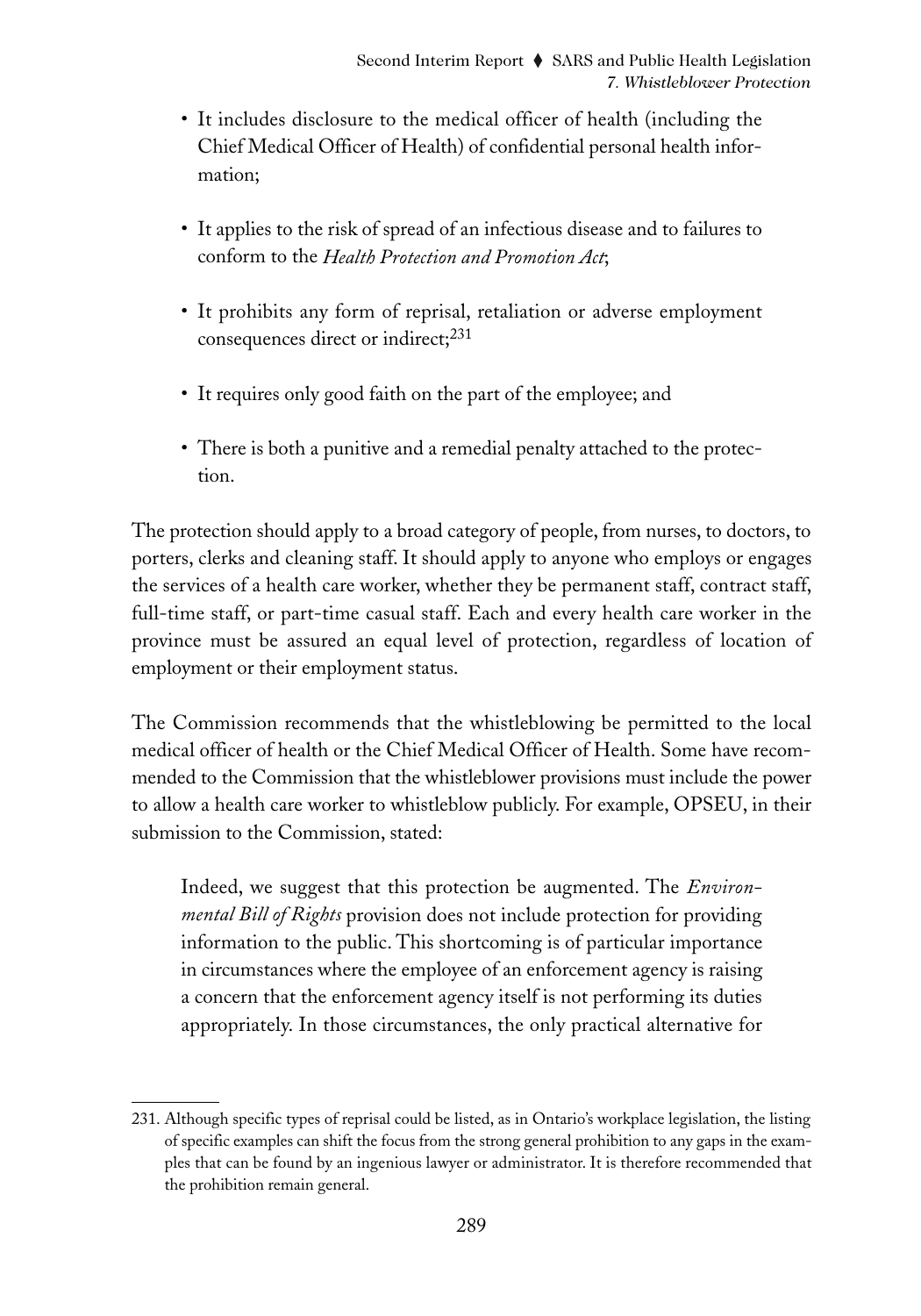- It includes disclosure to the medical officer of health (including the Chief Medical Officer of Health) of confidential personal health information;

- It applies to the risk of spread of an infectious disease and to failures to conform to the *Health Protection and Promotion Act*;

- It prohibits any form of reprisal, retaliation or adverse employment consequences direct or indirect;[231]

- It requires only good faith on the part of the employee; and

- There is both a punitive and a remedial penalty attached to the protection.

The protection should apply to a broad category of people, from nurses, to doctors, to porters, clerks and cleaning staff. It should apply to anyone who employs or engages the services of a health care worker, whether they be permanent staff, contract staff, full-time staff, or part-time casual staff. Each and every health care worker in the province must be assured an equal level of protection, regardless of location of employment or their employment status.

The Commission recommends that the whistleblowing be permitted to the local medical officer of health or the Chief Medical Officer of Health. Some have recommended to the Commission that the whistleblower provisions must include the power to allow a health care worker to whistleblow publicly. For example, OPSEU, in their submission to the Commission, stated:

> Indeed, we suggest that this protection be augmented. The *Environmental Bill of Rights* provision does not include protection for providing information to the public. This shortcoming is of particular importance in circumstances where the employee of an enforcement agency is raising a concern that the enforcement agency itself is not performing its duties appropriately. In those circumstances, the only practical alternative for

---

231. Although specific types of reprisal could be listed, as in Ontario's workplace legislation, the listing of specific examples can shift the focus from the strong general prohibition to any gaps in the examples that can be found by an ingenious lawyer or administrator. It is therefore recommended that the prohibition remain general.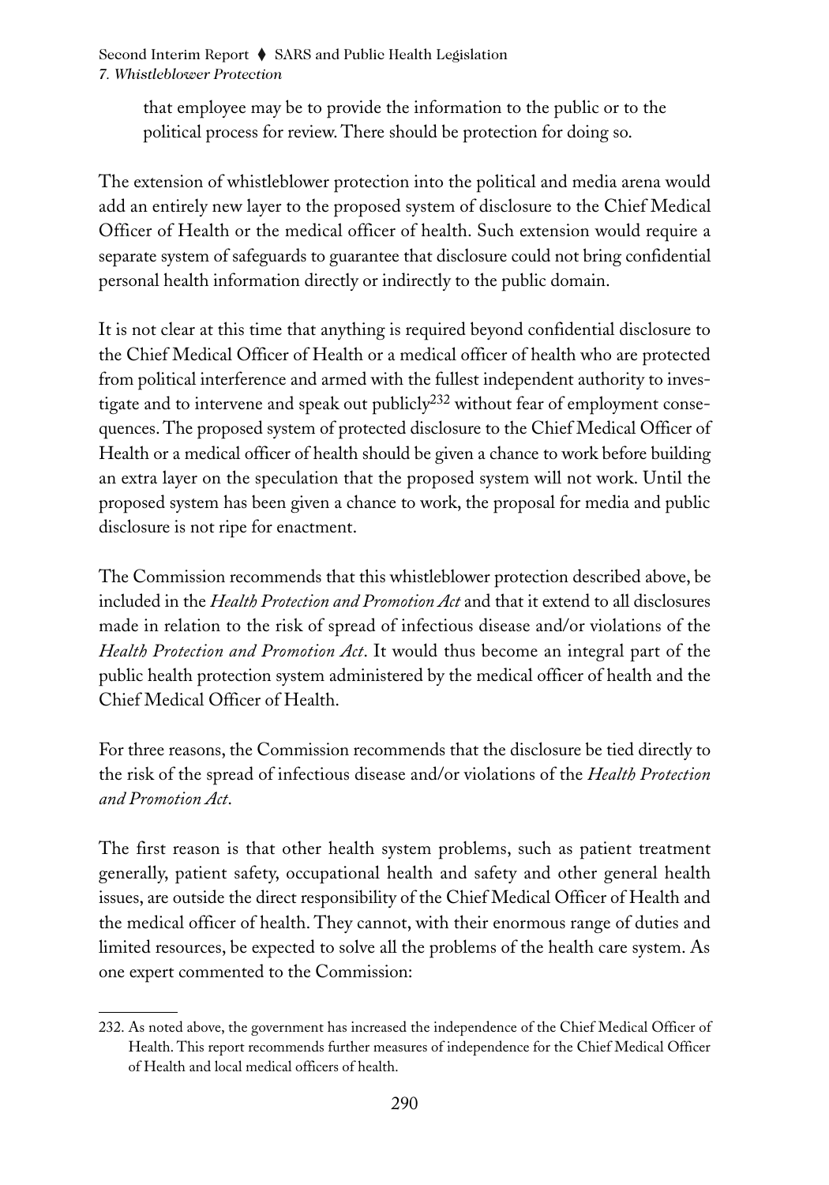that employee may be to provide the information to the public or to the political process for review. There should be protection for doing so.

The extension of whistleblower protection into the political and media arena would add an entirely new layer to the proposed system of disclosure to the Chief Medical Officer of Health or the medical officer of health. Such extension would require a separate system of safeguards to guarantee that disclosure could not bring confidential personal health information directly or indirectly to the public domain.

It is not clear at this time that anything is required beyond confidential disclosure to the Chief Medical Officer of Health or a medical officer of health who are protected from political interference and armed with the fullest independent authority to investigate and to intervene and speak out publicly[232] without fear of employment consequences. The proposed system of protected disclosure to the Chief Medical Officer of Health or a medical officer of health should be given a chance to work before building an extra layer on the speculation that the proposed system will not work. Until the proposed system has been given a chance to work, the proposal for media and public disclosure is not ripe for enactment.

The Commission recommends that this whistleblower protection described above, be included in the *Health Protection and Promotion Act* and that it extend to all disclosures made in relation to the risk of spread of infectious disease and/or violations of the *Health Protection and Promotion Act*. It would thus become an integral part of the public health protection system administered by the medical officer of health and the Chief Medical Officer of Health.

For three reasons, the Commission recommends that the disclosure be tied directly to the risk of the spread of infectious disease and/or violations of the *Health Protection and Promotion Act*.

The first reason is that other health system problems, such as patient treatment generally, patient safety, occupational health and safety and other general health issues, are outside the direct responsibility of the Chief Medical Officer of Health and the medical officer of health. They cannot, with their enormous range of duties and limited resources, be expected to solve all the problems of the health care system. As one expert commented to the Commission:

---

232. As noted above, the government has increased the independence of the Chief Medical Officer of Health. This report recommends further measures of independence for the Chief Medical Officer of Health and local medical officers of health.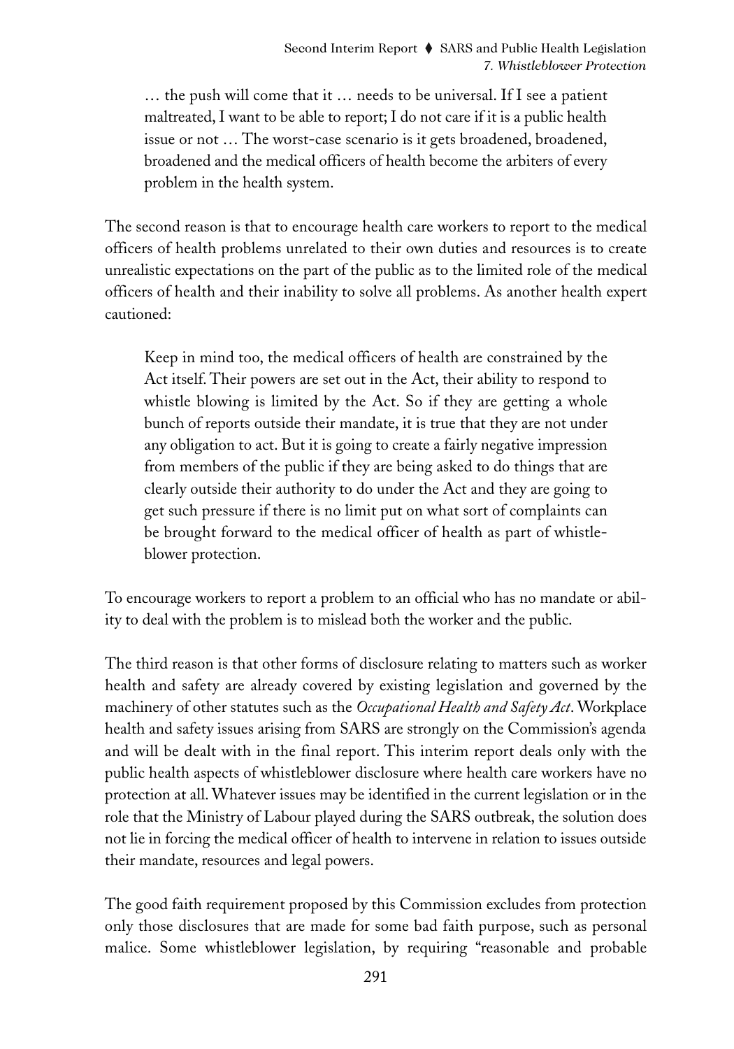> … the push will come that it … needs to be universal. If I see a patient maltreated, I want to be able to report; I do not care if it is a public health issue or not … The worst-case scenario is it gets broadened, broadened, broadened and the medical officers of health become the arbiters of every problem in the health system.

The second reason is that to encourage health care workers to report to the medical officers of health problems unrelated to their own duties and resources is to create unrealistic expectations on the part of the public as to the limited role of the medical officers of health and their inability to solve all problems. As another health expert cautioned:

> Keep in mind too, the medical officers of health are constrained by the Act itself. Their powers are set out in the Act, their ability to respond to whistle blowing is limited by the Act. So if they are getting a whole bunch of reports outside their mandate, it is true that they are not under any obligation to act. But it is going to create a fairly negative impression from members of the public if they are being asked to do things that are clearly outside their authority to do under the Act and they are going to get such pressure if there is no limit put on what sort of complaints can be brought forward to the medical officer of health as part of whistle-blower protection.

To encourage workers to report a problem to an official who has no mandate or ability to deal with the problem is to mislead both the worker and the public.

The third reason is that other forms of disclosure relating to matters such as worker health and safety are already covered by existing legislation and governed by the machinery of other statutes such as the *Occupational Health and Safety Act*. Workplace health and safety issues arising from SARS are strongly on the Commission's agenda and will be dealt with in the final report. This interim report deals only with the public health aspects of whistleblower disclosure where health care workers have no protection at all. Whatever issues may be identified in the current legislation or in the role that the Ministry of Labour played during the SARS outbreak, the solution does not lie in forcing the medical officer of health to intervene in relation to issues outside their mandate, resources and legal powers.

The good faith requirement proposed by this Commission excludes from protection only those disclosures that are made for some bad faith purpose, such as personal malice. Some whistleblower legislation, by requiring "reasonable and probable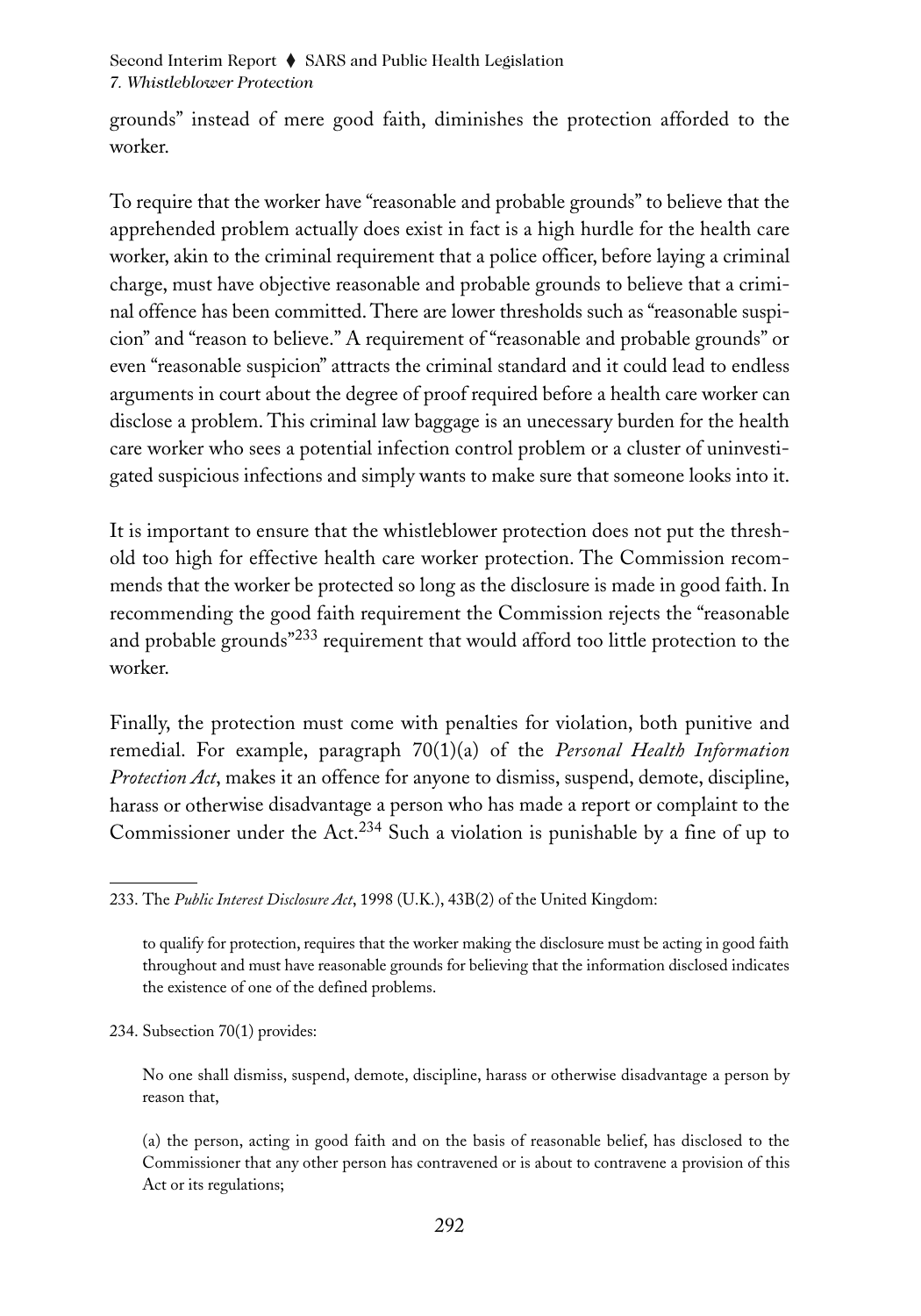grounds" instead of mere good faith, diminishes the protection afforded to the worker.

To require that the worker have "reasonable and probable grounds" to believe that the apprehended problem actually does exist in fact is a high hurdle for the health care worker, akin to the criminal requirement that a police officer, before laying a criminal charge, must have objective reasonable and probable grounds to believe that a criminal offence has been committed. There are lower thresholds such as "reasonable suspicion" and "reason to believe." A requirement of "reasonable and probable grounds" or even "reasonable suspicion" attracts the criminal standard and it could lead to endless arguments in court about the degree of proof required before a health care worker can disclose a problem. This criminal law baggage is an unecessary burden for the health care worker who sees a potential infection control problem or a cluster of uninvestigated suspicious infections and simply wants to make sure that someone looks into it.

It is important to ensure that the whistleblower protection does not put the threshold too high for effective health care worker protection. The Commission recommends that the worker be protected so long as the disclosure is made in good faith. In recommending the good faith requirement the Commission rejects the "reasonable and probable grounds"[233] requirement that would afford too little protection to the worker.

Finally, the protection must come with penalties for violation, both punitive and remedial. For example, paragraph 70(1)(a) of the *Personal Health Information Protection Act*, makes it an offence for anyone to dismiss, suspend, demote, discipline, harass or otherwise disadvantage a person who has made a report or complaint to the Commissioner under the Act.[234] Such a violation is punishable by a fine of up to

---

233. The *Public Interest Disclosure Act*, 1998 (U.K.), 43B(2) of the United Kingdom:

> to qualify for protection, requires that the worker making the disclosure must be acting in good faith throughout and must have reasonable grounds for believing that the information disclosed indicates the existence of one of the defined problems.

234. Subsection 70(1) provides:

> No one shall dismiss, suspend, demote, discipline, harass or otherwise disadvantage a person by reason that,
>
> (a) the person, acting in good faith and on the basis of reasonable belief, has disclosed to the Commissioner that any other person has contravened or is about to contravene a provision of this Act or its regulations;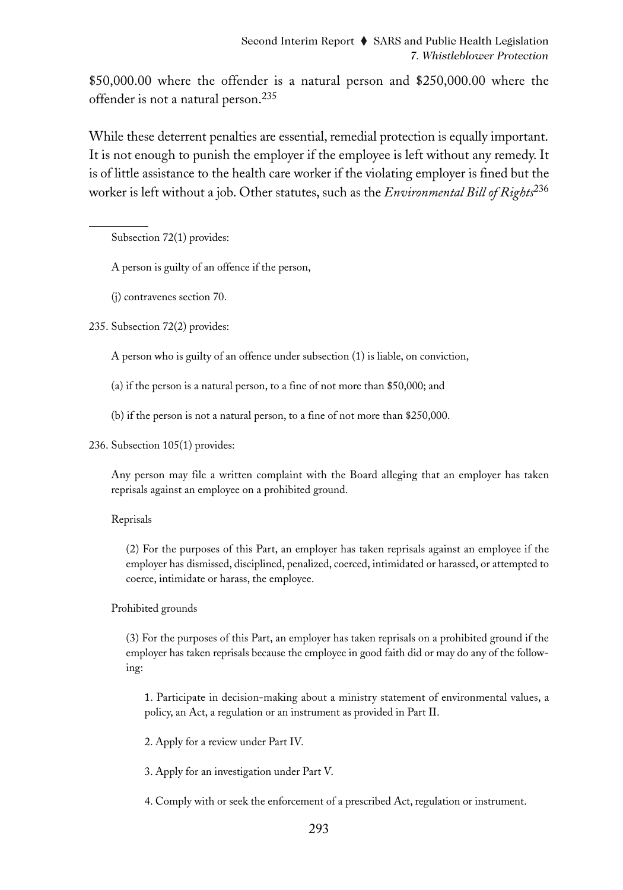$50,000.00 where the offender is a natural person and $250,000.00 where the offender is not a natural person.[235]

While these deterrent penalties are essential, remedial protection is equally important. It is not enough to punish the employer if the employee is left without any remedy. It is of little assistance to the health care worker if the violating employer is fined but the worker is left without a job. Other statutes, such as the *Environmental Bill of Rights*[236]

---

Subsection 72(1) provides:

> A person is guilty of an offence if the person,
>
> (j) contravenes section 70.

235. Subsection 72(2) provides:

> A person who is guilty of an offence under subsection (1) is liable, on conviction,
>
> (a) if the person is a natural person, to a fine of not more than $50,000; and
>
> (b) if the person is not a natural person, to a fine of not more than $250,000.

236. Subsection 105(1) provides:

> Any person may file a written complaint with the Board alleging that an employer has taken reprisals against an employee on a prohibited ground.
>
> Reprisals
>
> (2) For the purposes of this Part, an employer has taken reprisals against an employee if the employer has dismissed, disciplined, penalized, coerced, intimidated or harassed, or attempted to coerce, intimidate or harass, the employee.
>
> Prohibited grounds
>
> (3) For the purposes of this Part, an employer has taken reprisals on a prohibited ground if the employer has taken reprisals because the employee in good faith did or may do any of the following:
>
> 1. Participate in decision-making about a ministry statement of environmental values, a policy, an Act, a regulation or an instrument as provided in Part II.
>
> 2. Apply for a review under Part IV.
>
> 3. Apply for an investigation under Part V.
>
> 4. Comply with or seek the enforcement of a prescribed Act, regulation or instrument.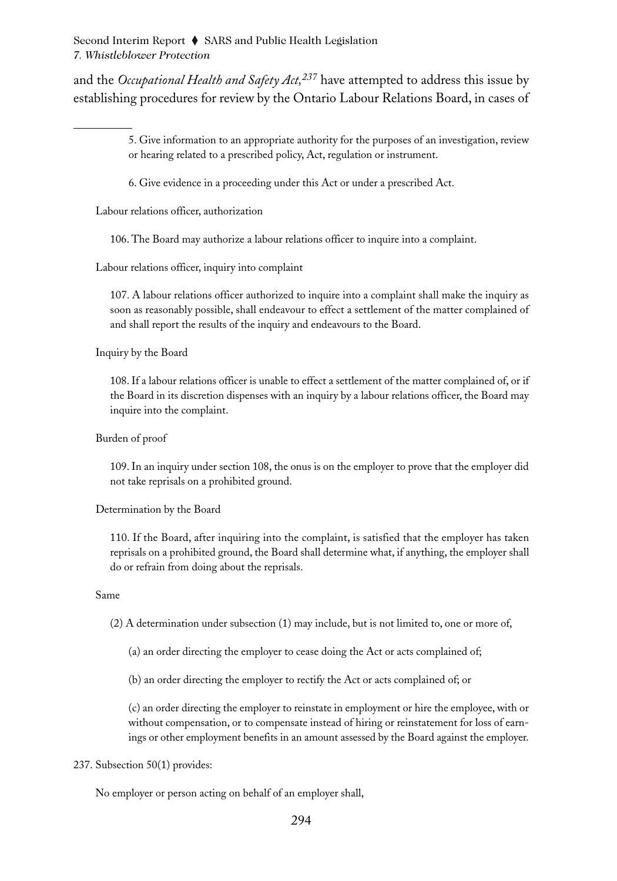and the *Occupational Health and Safety Act,*[237] have attempted to address this issue by establishing procedures for review by the Ontario Labour Relations Board, in cases of

---

5. Give information to an appropriate authority for the purposes of an investigation, review or hearing related to a prescribed policy, Act, regulation or instrument.

6. Give evidence in a proceeding under this Act or under a prescribed Act.

Labour relations officer, authorization

106. The Board may authorize a labour relations officer to inquire into a complaint.

Labour relations officer, inquiry into complaint

107. A labour relations officer authorized to inquire into a complaint shall make the inquiry as soon as reasonably possible, shall endeavour to effect a settlement of the matter complained of and shall report the results of the inquiry and endeavours to the Board.

Inquiry by the Board

108. If a labour relations officer is unable to effect a settlement of the matter complained of, or if the Board in its discretion dispenses with an inquiry by a labour relations officer, the Board may inquire into the complaint.

Burden of proof

109. In an inquiry under section 108, the onus is on the employer to prove that the employer did not take reprisals on a prohibited ground.

Determination by the Board

110. If the Board, after inquiring into the complaint, is satisfied that the employer has taken reprisals on a prohibited ground, the Board shall determine what, if anything, the employer shall do or refrain from doing about the reprisals.

Same

(2) A determination under subsection (1) may include, but is not limited to, one or more of,

(a) an order directing the employer to cease doing the Act or acts complained of;

(b) an order directing the employer to rectify the Act or acts complained of; or

(c) an order directing the employer to reinstate in employment or hire the employee, with or without compensation, or to compensate instead of hiring or reinstatement for loss of earnings or other employment benefits in an amount assessed by the Board against the employer.

237. Subsection 50(1) provides:

No employer or person acting on behalf of an employer shall,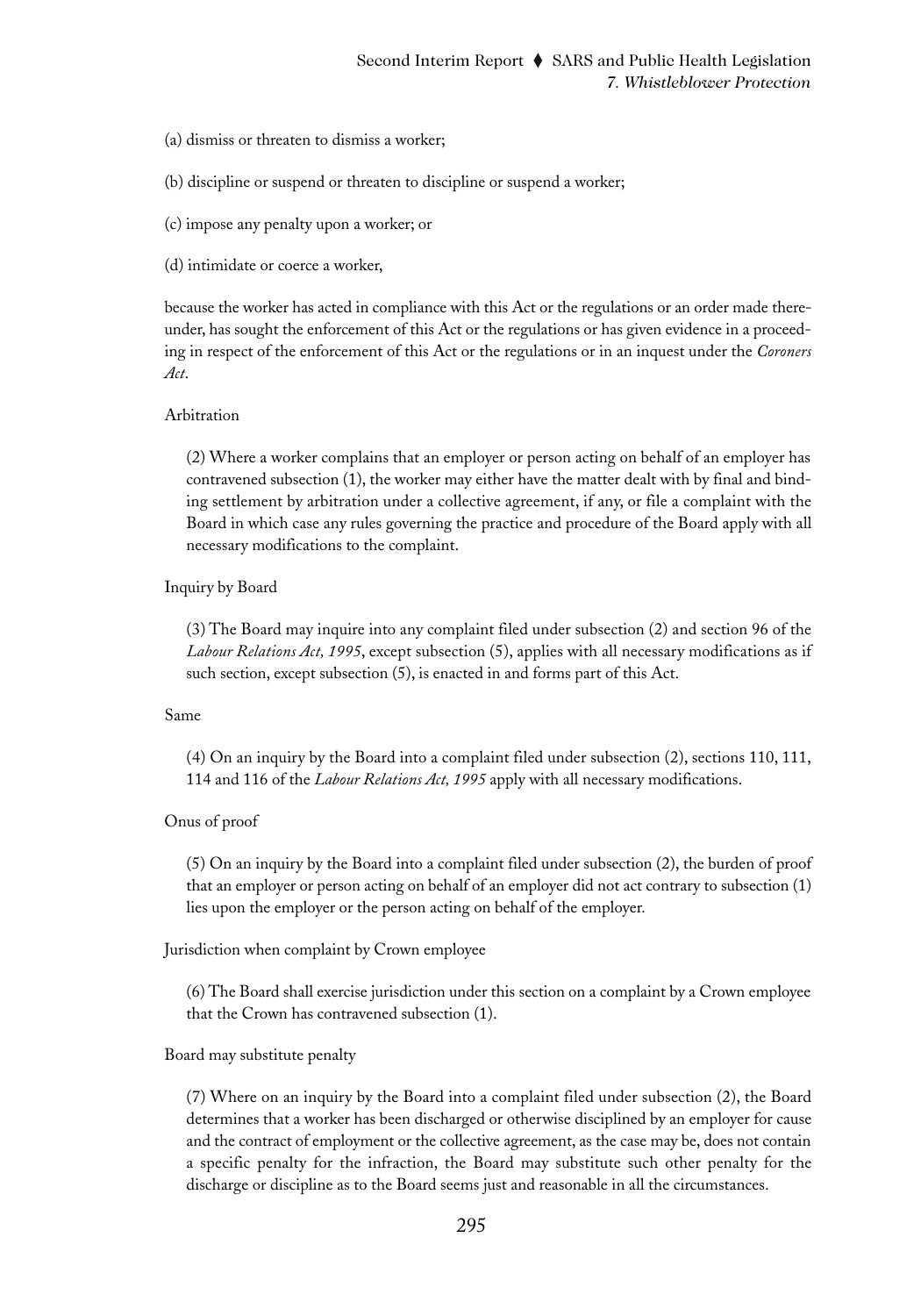(a) dismiss or threaten to dismiss a worker;

(b) discipline or suspend or threaten to discipline or suspend a worker;

(c) impose any penalty upon a worker; or

(d) intimidate or coerce a worker,

because the worker has acted in compliance with this Act or the regulations or an order made thereunder, has sought the enforcement of this Act or the regulations or has given evidence in a proceeding in respect of the enforcement of this Act or the regulations or in an inquest under the *Coroners Act*.

Arbitration

> (2) Where a worker complains that an employer or person acting on behalf of an employer has contravened subsection (1), the worker may either have the matter dealt with by final and binding settlement by arbitration under a collective agreement, if any, or file a complaint with the Board in which case any rules governing the practice and procedure of the Board apply with all necessary modifications to the complaint.

Inquiry by Board

> (3) The Board may inquire into any complaint filed under subsection (2) and section 96 of the *Labour Relations Act, 1995*, except subsection (5), applies with all necessary modifications as if such section, except subsection (5), is enacted in and forms part of this Act.

Same

> (4) On an inquiry by the Board into a complaint filed under subsection (2), sections 110, 111, 114 and 116 of the *Labour Relations Act, 1995* apply with all necessary modifications.

Onus of proof

> (5) On an inquiry by the Board into a complaint filed under subsection (2), the burden of proof that an employer or person acting on behalf of an employer did not act contrary to subsection (1) lies upon the employer or the person acting on behalf of the employer.

Jurisdiction when complaint by Crown employee

> (6) The Board shall exercise jurisdiction under this section on a complaint by a Crown employee that the Crown has contravened subsection (1).

Board may substitute penalty

> (7) Where on an inquiry by the Board into a complaint filed under subsection (2), the Board determines that a worker has been discharged or otherwise disciplined by an employer for cause and the contract of employment or the collective agreement, as the case may be, does not contain a specific penalty for the infraction, the Board may substitute such other penalty for the discharge or discipline as to the Board seems just and reasonable in all the circumstances.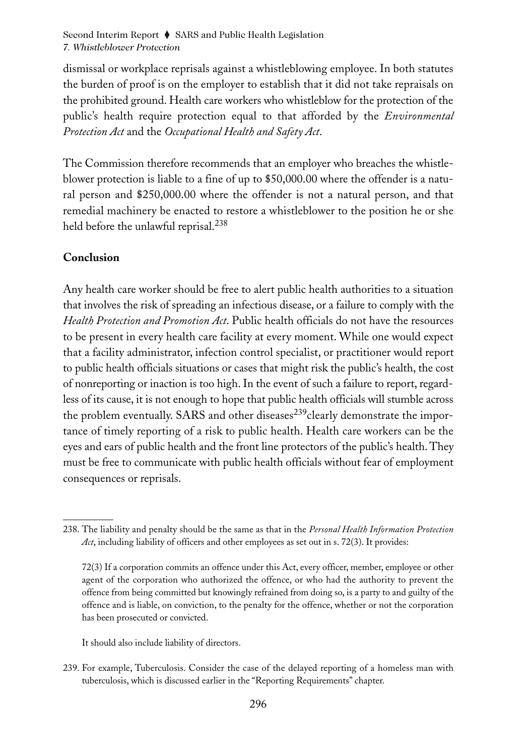dismissal or workplace reprisals against a whistleblowing employee. In both statutes the burden of proof is on the employer to establish that it did not take repraisals on the prohibited ground. Health care workers who whistleblow for the protection of the public's health require protection equal to that afforded by the *Environmental Protection Act* and the *Occupational Health and Safety Act*.

The Commission therefore recommends that an employer who breaches the whistleblower protection is liable to a fine of up to $50,000.00 where the offender is a natural person and $250,000.00 where the offender is not a natural person, and that remedial machinery be enacted to restore a whistleblower to the position he or she held before the unlawful reprisal.[238]

## Conclusion

Any health care worker should be free to alert public health authorities to a situation that involves the risk of spreading an infectious disease, or a failure to comply with the *Health Protection and Promotion Act*. Public health officials do not have the resources to be present in every health care facility at every moment. While one would expect that a facility administrator, infection control specialist, or practitioner would report to public health officials situations or cases that might risk the public's health, the cost of nonreporting or inaction is too high. In the event of such a failure to report, regardless of its cause, it is not enough to hope that public health officials will stumble across the problem eventually. SARS and other diseases[239] clearly demonstrate the importance of timely reporting of a risk to public health. Health care workers can be the eyes and ears of public health and the front line protectors of the public's health. They must be free to communicate with public health officials without fear of employment consequences or reprisals.

---

238. The liability and penalty should be the same as that in the *Personal Health Information Protection Act*, including liability of officers and other employees as set out in s. 72(3). It provides:

    72(3) If a corporation commits an offence under this Act, every officer, member, employee or other agent of the corporation who authorized the offence, or who had the authority to prevent the offence from being committed but knowingly refrained from doing so, is a party to and guilty of the offence and is liable, on conviction, to the penalty for the offence, whether or not the corporation has been prosecuted or convicted.

    It should also include liability of directors.

239. For example, Tuberculosis. Consider the case of the delayed reporting of a homeless man with tuberculosis, which is discussed earlier in the "Reporting Requirements" chapter.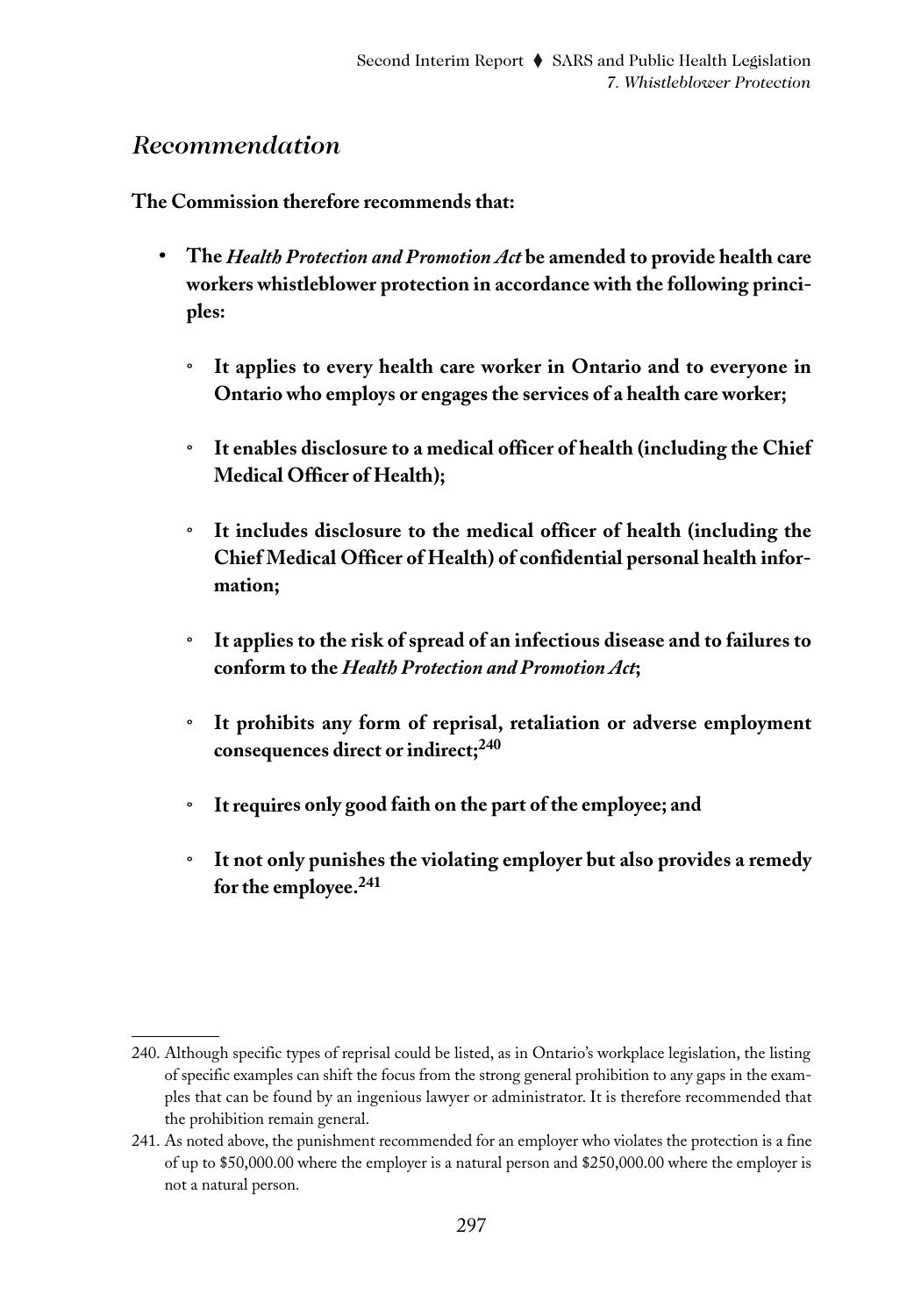## *Recommendation*

**The Commission therefore recommends that:**

- **The *Health Protection and Promotion Act* be amended to provide health care workers whistleblower protection in accordance with the following principles:**
  - **It applies to every health care worker in Ontario and to everyone in Ontario who employs or engages the services of a health care worker;**
  - **It enables disclosure to a medical officer of health (including the Chief Medical Officer of Health);**
  - **It includes disclosure to the medical officer of health (including the Chief Medical Officer of Health) of confidential personal health information;**
  - **It applies to the risk of spread of an infectious disease and to failures to conform to the *Health Protection and Promotion Act*;**
  - **It prohibits any form of reprisal, retaliation or adverse employment consequences direct or indirect;[240]**
  - **It requires only good faith on the part of the employee; and**
  - **It not only punishes the violating employer but also provides a remedy for the employee.[241]**

---

240. Although specific types of reprisal could be listed, as in Ontario's workplace legislation, the listing of specific examples can shift the focus from the strong general prohibition to any gaps in the examples that can be found by an ingenious lawyer or administrator. It is therefore recommended that the prohibition remain general.

241. As noted above, the punishment recommended for an employer who violates the protection is a fine of up to $50,000.00 where the employer is a natural person and $250,000.00 where the employer is not a natural person.